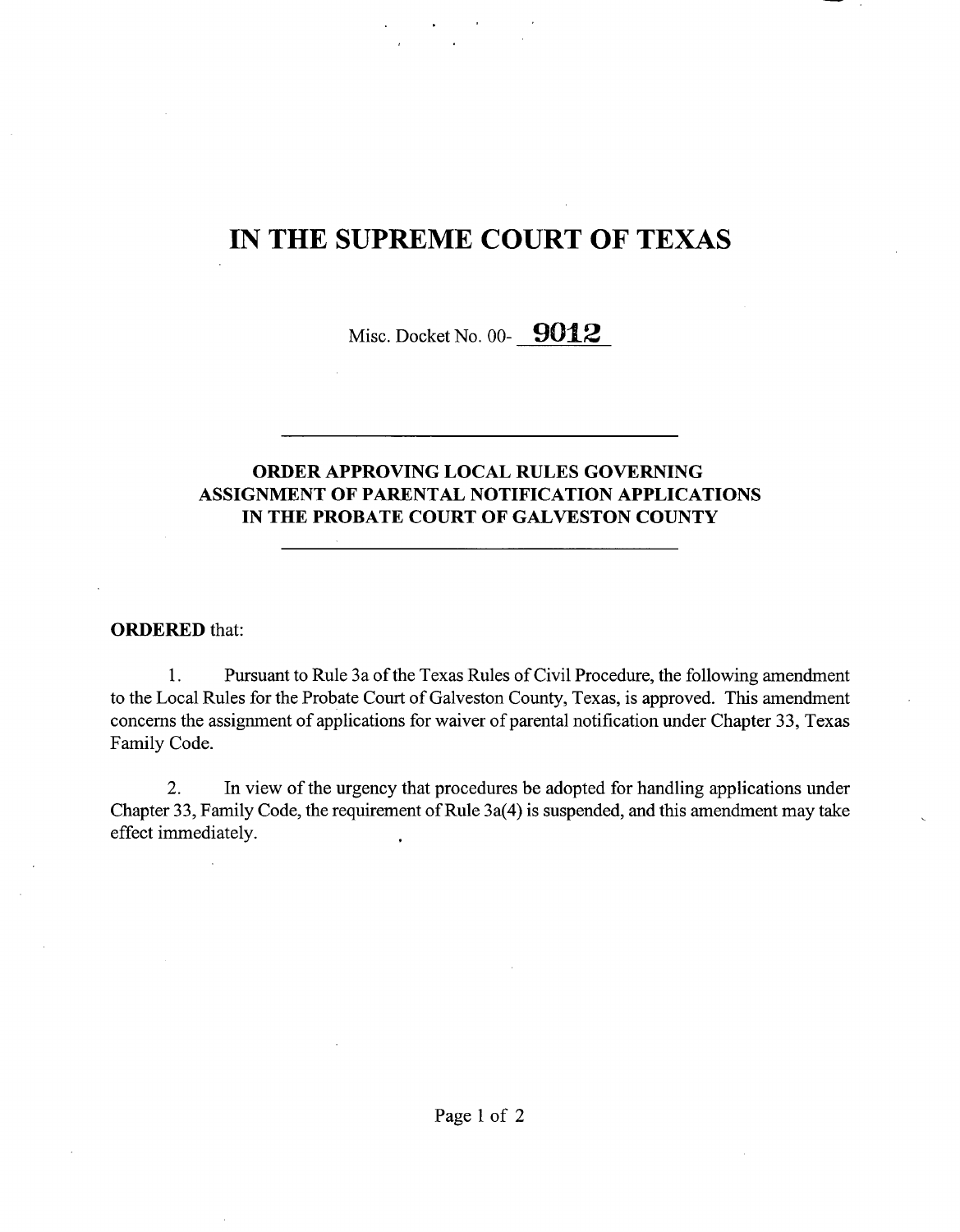# IN THE SUPREME COURT OF TEXAS

Misc. Docket No. 00- 9012

## ORDER APPROVING LOCAL RULES GOVERNING ASSIGNMENT OF PARENTAL NOTIFICATION APPLICATIONS IN THE PROBATE COURT OF GALVESTON COUNTY

**ORDERED** that:

1. Pursuant to Rule 3a of the Texas Rules of Civil Procedure, the following amendment to the Local Rules for the Probate Court of Galveston County, Texas, is approved. This amendment concerns the assignment of applications for waiver of parental notification under Chapter 33, Texas Family Code.

2. In view of the urgency that procedures be adopted for handling applications under Chapter 33, Family Code, the requirement of Rule 3a(4) is suspended, and this amendment may take effect immediately.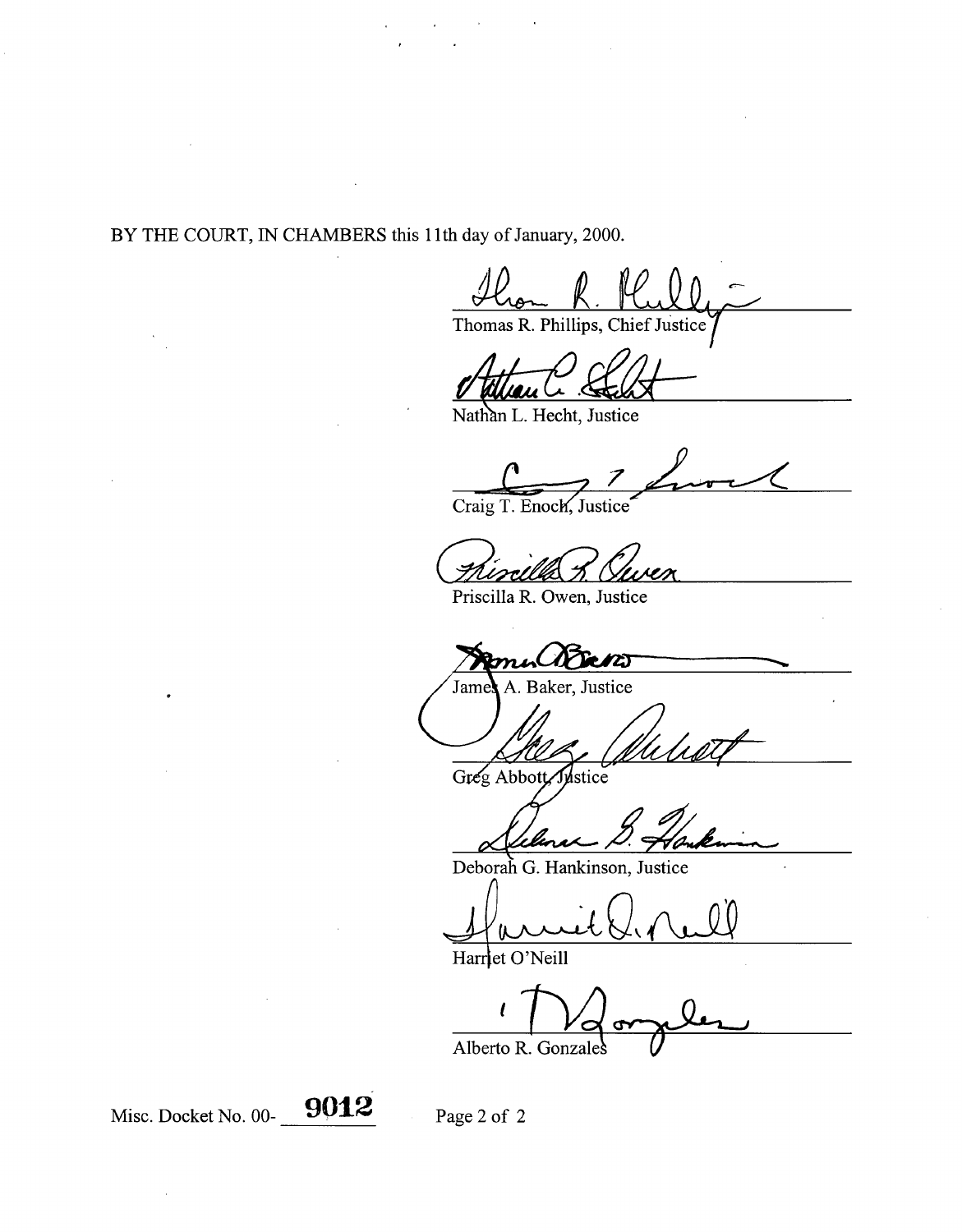BY THE COURT, IN CHAMBERS this 11th day of January, 2000.

Thomas R. Phillips, Chief Justice

Nathan L. Hecht, Justice

Craig T. Enoch, Justice

Priscilla R. Owen, Justice

James A. Baker, Justice

Greg Abbott, Justice

Deborah G. Hankinson, Justice

Harriet O'Neill

Alberto R. Gonzales

Misc. Docket No. 00- **9012**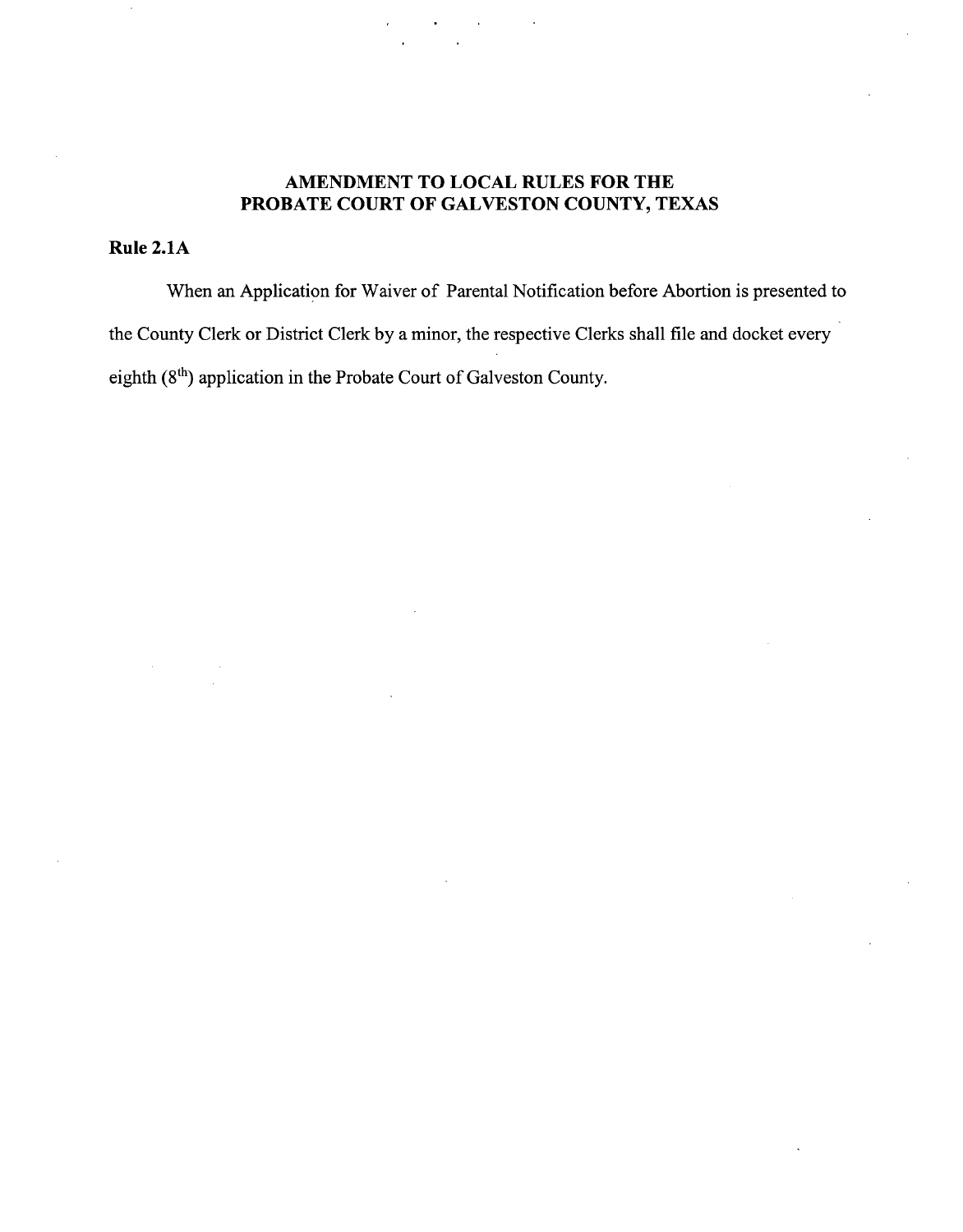# AMENDMENT TO LOCAL RULES FOR THE PROBATE COURT OF GALVESTON COUNTY, TEXAS

## Rule 2.1A

When an Application for Waiver of Parental Notification before Abortion is presented to the County Clerk or District Clerk by a minor, the respective Clerks shall file and docket every eighth (8th) application in the Probate Court of Galveston County.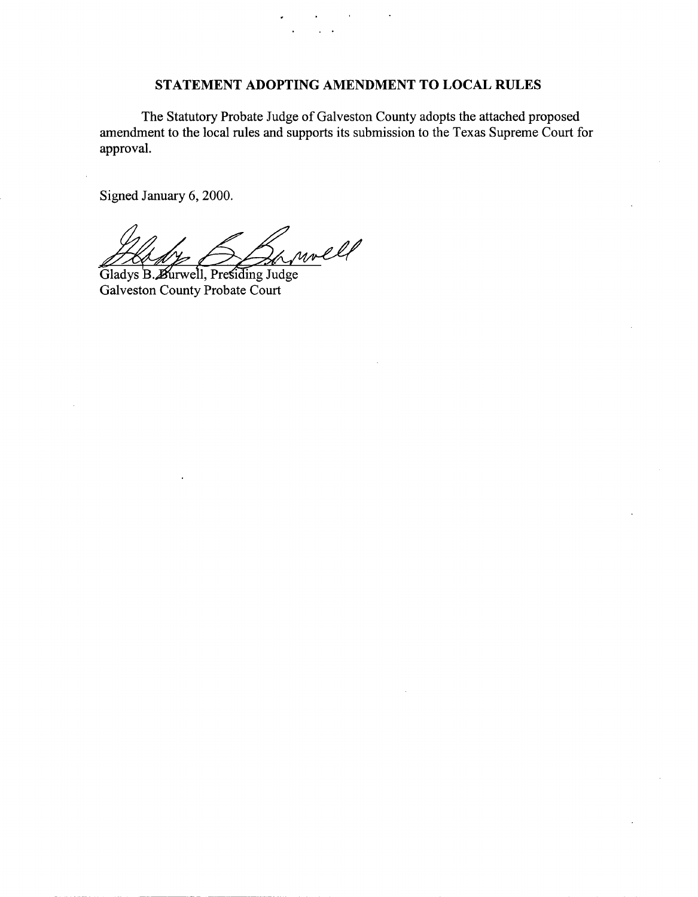# STATEMENT ADOPTING AMENDMENT TO LOCAL RULES

The Statutory Probate Judge of Galveston County adopts the attached proposed amendment to the local rules and supports its submission to the Texas Supreme Court for approval.

Signed January 6, 2000.

Gladys B. Burwell, Presiding Judge
Galveston County Probate Court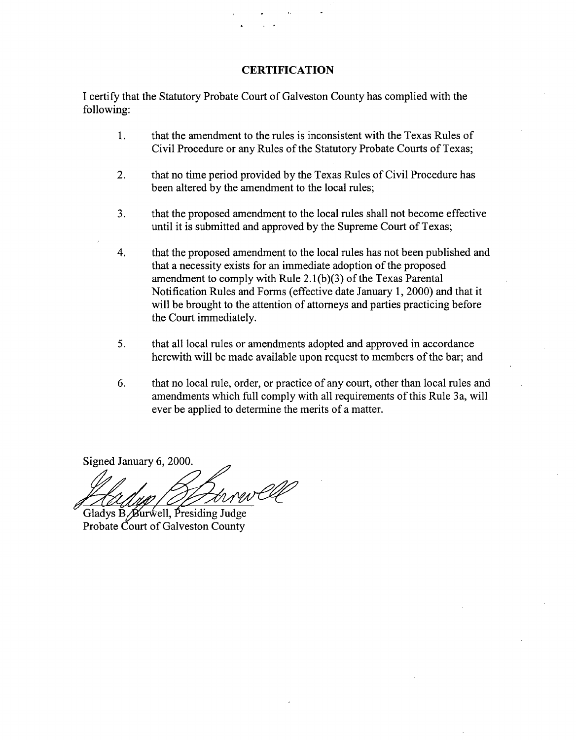# CERTIFICATION

I certify that the Statutory Probate Court of Galveston County has complied with the following:

1. that the amendment to the rules is inconsistent with the Texas Rules of Civil Procedure or any Rules of the Statutory Probate Courts of Texas;

2. that no time period provided by the Texas Rules of Civil Procedure has been altered by the amendment to the local rules;

3. that the proposed amendment to the local rules shall not become effective until it is submitted and approved by the Supreme Court of Texas;

4. that the proposed amendment to the local rules has not been published and that a necessity exists for an immediate adoption of the proposed amendment to comply with Rule 2.1(b)(3) of the Texas Parental Notification Rules and Forms (effective date January 1, 2000) and that it will be brought to the attention of attorneys and parties practicing before the Court immediately.

5. that all local rules or amendments adopted and approved in accordance herewith will be made available upon request to members of the bar; and

6. that no local rule, order, or practice of any court, other than local rules and amendments which full comply with all requirements of this Rule 3a, will ever be applied to determine the merits of a matter.

Signed January 6, 2000.

Gladys B. Burwell, Presiding Judge
Probate Court of Galveston County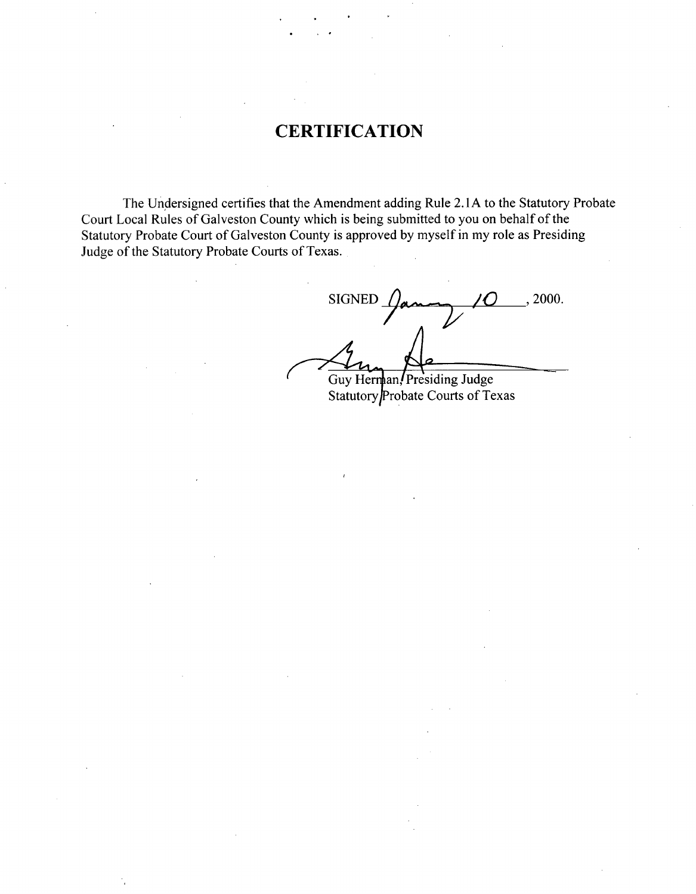# CERTIFICATION

The Undersigned certifies that the Amendment adding Rule 2.1A to the Statutory Probate Court Local Rules of Galveston County which is being submitted to you on behalf of the Statutory Probate Court of Galveston County is approved by myself in my role as Presiding Judge of the Statutory Probate Courts of Texas.

SIGNED January 10, 2000.

Guy Herman, Presiding Judge
Statutory Probate Courts of Texas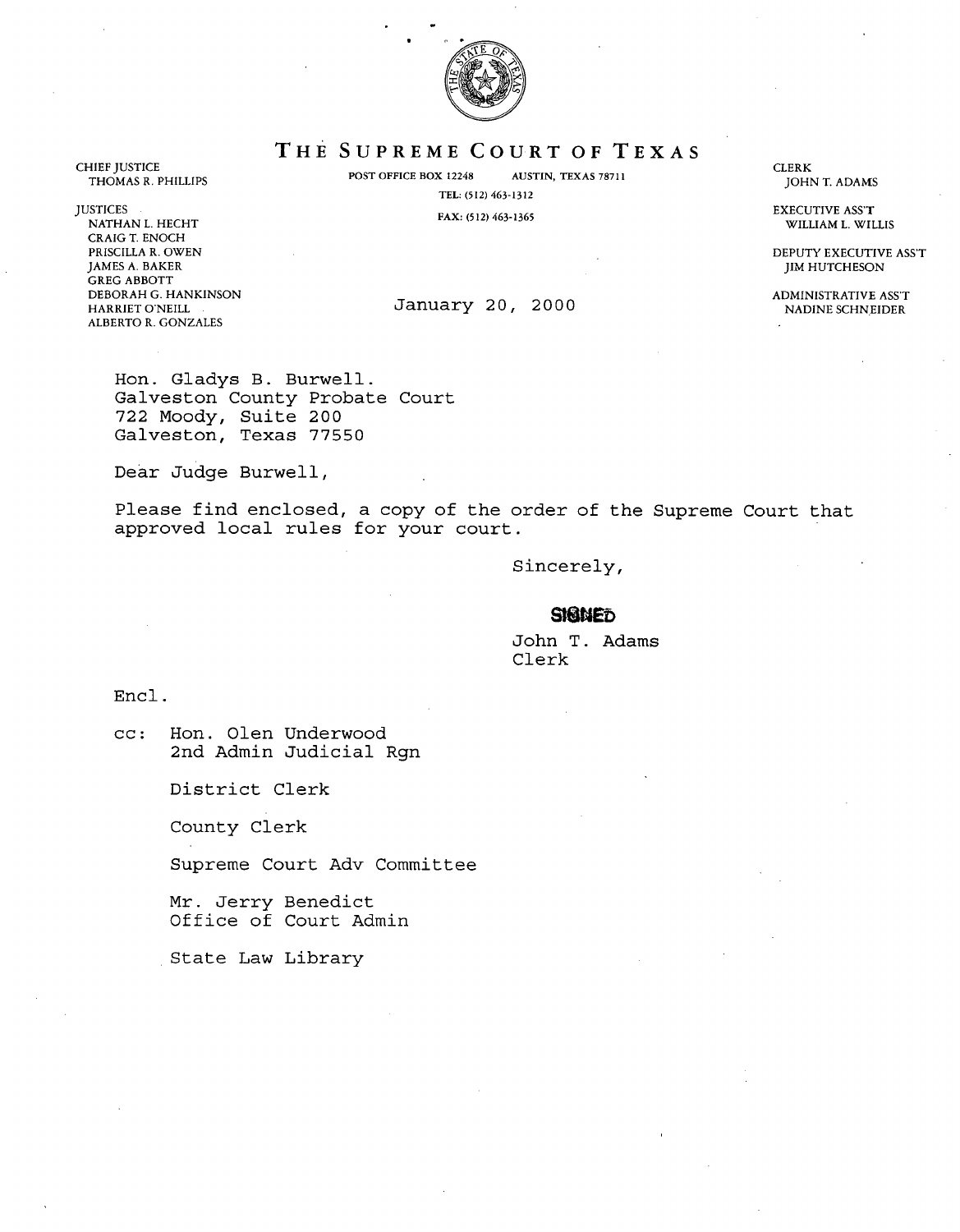# THE SUPREME COURT OF TEXAS

POST OFFICE BOX 12248 AUSTIN, TEXAS 78711

TEL: (512) 463-1312

FAX: (512) 463-1365

CHIEF JUSTICE
THOMAS R. PHILLIPS

JUSTICES
NATHAN L. HECHT
CRAIG T. ENOCH
PRISCILLA R. OWEN
JAMES A. BAKER
GREG ABBOTT
DEBORAH G. HANKINSON
HARRIET O'NEILL
ALBERTO R. GONZALES

CLERK
JOHN T. ADAMS

EXECUTIVE ASS'T
WILLIAM L. WILLIS

DEPUTY EXECUTIVE ASS'T
JIM HUTCHESON

ADMINISTRATIVE ASS'T
NADINE SCHNEIDER

January 20, 2000

Hon. Gladys B. Burwell.
Galveston County Probate Court
722 Moody, Suite 200
Galveston, Texas 77550

Dear Judge Burwell,

Please find enclosed, a copy of the order of the Supreme Court that approved local rules for your court.

Sincerely,

SIGNED

John T. Adams
Clerk

Encl.

cc: Hon. Olen Underwood
2nd Admin Judicial Rgn

District Clerk

County Clerk

Supreme Court Adv Committee

Mr. Jerry Benedict
Office of Court Admin

State Law Library